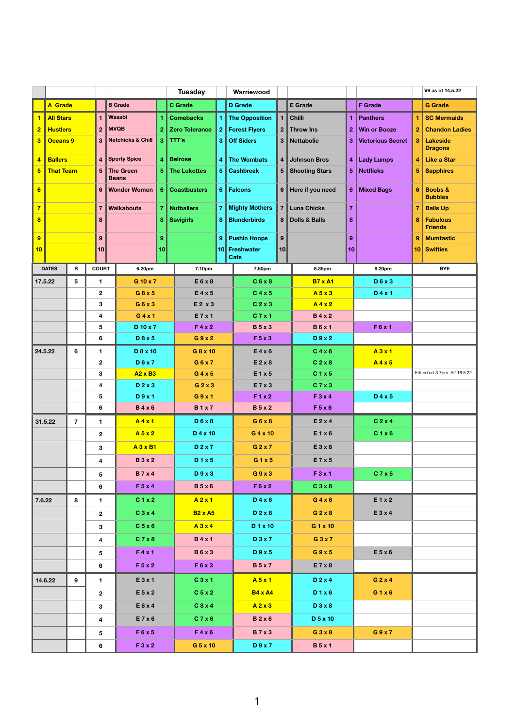| | | | | | Tuesday | | Warriewood | | | | | | V8 as of 14.5.22 |
|---|---|---|---|---|---|---|---|---|---|---|---|---|---|
| | A Grade | | B Grade | | C Grade | | D Grade | | E Grade | | F Grade | | G Grade |
| 1 | All Stars | 1 | Wasabi | 1 | Comebacks | 1 | The Opposition | 1 | Chilli | 1 | Panthers | 1 | SC Mermaids |
| 2 | Hustlers | 2 | MVQB | 2 | Zero Tolerance | 2 | Forest Flyers | 2 | Throw Ins | 2 | Win or Booze | 2 | Chandon Ladies |
| 3 | Oceans 9 | 3 | Netchicks & Chill | 3 | TTT's | 3 | Off Siders | 3 | Nettabolic | 3 | Victorious Secret | 3 | Lakeside Dragons |
| 4 | Ballers | 4 | Sporty Spice | 4 | Belrose | 4 | The Wombats | 4 | Johnson Bros | 4 | Lady Lumps | 4 | Like a Star |
| 5 | That Team | 5 | The Green Beans | 5 | The Lukettes | 5 | Cashbreak | 5 | Shooting Stars | 5 | Netflicks | 5 | Sapphires |
| 6 | | 6 | Wonder Women | 6 | Coastbusters | 6 | Falcons | 6 | Here if you need | 6 | Mixed Bags | 6 | Boobs & Bubbles |
| 7 | | 7 | Walkabouts | 7 | Nutballers | 7 | Mighty Mothers | 7 | Luna Chicks | 7 | | 7 | Balls Up |
| 8 | | 8 | | 8 | Savigirls | 8 | Blunderbirds | 8 | Dolls & Balls | 8 | | 8 | Fabulous Friends |
| 9 | | 9 | | 9 | | 9 | Pushin Hoops | 9 | | 9 | | 9 | Mumtastic |
| 10 | | 10 | | 10 | | 10 | Freshwater Cats | 10 | | 10 | | 10 | Swifties |

| DATES | R | COURT | 6.20pm | 7.10pm | 7.50pm | 8.35pm | 9.20pm | BYE |
|---|---|---|---|---|---|---|---|---|
| 17.5.22 | 5 | 1 | G 10 x 7 | E 6 x 8 | C 6 x 8 | B7 x A1 | D 6 x 3 | |
| | | 2 | G 8 x 5 | E 4 x 5 | C 4 x 5 | A 5 x 3 | D 4 x 1 | |
| | | 3 | G 6 x 3 | E 2 x 3 | C 2 x 3 | A 4 x 2 | | |
| | | 4 | G 4 x 1 | E 7 x 1 | C 7 x 1 | B 4 x 2 | | |
| | | 5 | D 10 x 7 | F 4 x 2 | B 5 x 3 | B 6 x 1 | F 6 x 1 | |
| | | 6 | D 8 x 5 | G 9 x 2 | F 5 x 3 | D 9 x 2 | | |
| 24.5.22 | 6 | 1 | D 8 x 10 | G 8 x 10 | E 4 x 6 | C 4 x 6 | A 3 x 1 | |
| | | 2 | D 6 x 7 | G 6 x 7 | E 2 x 8 | C 2 x 8 | A 4 x 5 | |
| | | 3 | A2 x B3 | G 4 x 5 | E 1 x 5 | C 1 x 5 | | Edited crt 3 7pm. A2 16.5.22 |
| | | 4 | D 2 x 3 | G 2 x 3 | E 7 x 3 | C 7 x 3 | | |
| | | 5 | D 9 x 1 | G 9 x 1 | F 1 x 2 | F 3 x 4 | D 4 x 5 | |
| | | 6 | B 4 x 6 | B 1 x 7 | B 5 x 2 | F 5 x 6 | | |
| 31.5.22 | 7 | 1 | A 4 x 1 | D 6 x 8 | G 6 x 8 | E 2 x 4 | C 2 x 4 | |
| | | 2 | A 5 x 2 | D 4 x 10 | G 4 x 10 | E 1 x 6 | C 1 x 6 | |
| | | 3 | A 3 x B1 | D 2 x 7 | G 2 x 7 | E 3 x 8 | | |
| | | 4 | B 3 x 2 | D 1 x 5 | G 1 x 5 | E 7 x 5 | | |
| | | 5 | B 7 x 4 | D 9 x 3 | G 9 x 3 | F 3 x 1 | C 7 x 5 | |
| | | 6 | F 5 x 4 | B 5 x 6 | F 6 x 2 | C 3 x 8 | | |
| 7.6.22 | 8 | 1 | C 1 x 2 | A 2 x 1 | D 4 x 6 | G 4 x 6 | E 1 x 2 | |
| | | 2 | C 3 x 4 | B2 x A5 | D 2 x 8 | G 2 x 8 | E 3 x 4 | |
| | | 3 | C 5 x 6 | A 3 x 4 | D 1 x 10 | G 1 x 10 | | |
| | | 4 | C 7 x 8 | B 4 x 1 | D 3 x 7 | G 3 x 7 | | |
| | | 5 | F 4 x 1 | B 6 x 3 | D 9 x 5 | G 9 x 5 | E 5 x 6 | |
| | | 6 | F 5 x 2 | F 6 x 3 | B 5 x 7 | E 7 x 8 | | |
| 14.6.22 | 9 | 1 | E 3 x 1 | C 3 x 1 | A 5 x 1 | D 2 x 4 | G 2 x 4 | |
| | | 2 | E 5 x 2 | C 5 x 2 | B4 x A4 | D 1 x 6 | G 1 x 6 | |
| | | 3 | E 8 x 4 | C 8 x 4 | A 2 x 3 | D 3 x 8 | | |
| | | 4 | E 7 x 6 | C 7 x 6 | B 2 x 6 | D 5 x 10 | | |
| | | 5 | F 6 x 5 | F 4 x 6 | B 7 x 3 | G 3 x 8 | G 9 x 7 | |
| | | 6 | F 3 x 2 | G 5 x 10 | D 9 x 7 | B 5 x 1 | | |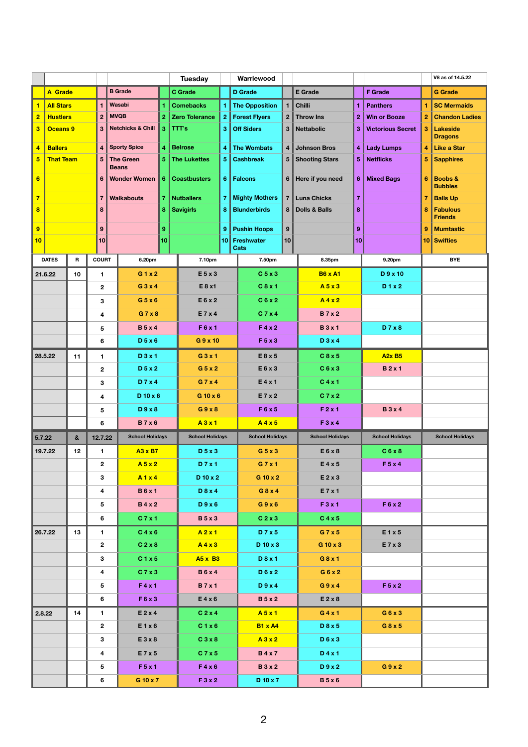| | | | Tuesday | | Warriewood | | | | | | | | V8 as of 14.5.22 |
|---|---|---|---|---|---|---|---|---|---|---|---|---|---|
| | A Grade | | B Grade | | C Grade | | D Grade | | E Grade | | F Grade | | G Grade |
| 1 | All Stars | 1 | Wasabi | 1 | Comebacks | 1 | The Opposition | 1 | Chilli | 1 | Panthers | 1 | SC Mermaids |
| 2 | Hustlers | 2 | MVQB | 2 | Zero Tolerance | 2 | Forest Flyers | 2 | Throw Ins | 2 | Win or Booze | 2 | Chandon Ladies |
| 3 | Oceans 9 | 3 | Netchicks & Chill | 3 | TTT's | 3 | Off Siders | 3 | Nettabolic | 3 | Victorious Secret | 3 | Lakeside Dragons |
| 4 | Ballers | 4 | Sporty Spice | 4 | Belrose | 4 | The Wombats | 4 | Johnson Bros | 4 | Lady Lumps | 4 | Like a Star |
| 5 | That Team | 5 | The Green Beans | 5 | The Lukettes | 5 | Cashbreak | 5 | Shooting Stars | 5 | Netflicks | 5 | Sapphires |
| 6 | | 6 | Wonder Women | 6 | Coastbusters | 6 | Falcons | 6 | Here if you need | 6 | Mixed Bags | 6 | Boobs & Bubbles |
| 7 | | 7 | Walkabouts | 7 | Nutballers | 7 | Mighty Mothers | 7 | Luna Chicks | 7 | | 7 | Balls Up |
| 8 | | 8 | | 8 | Savigirls | 8 | Blunderbirds | 8 | Dolls & Balls | 8 | | 8 | Fabulous Friends |
| 9 | | 9 | | 9 | | 9 | Pushin Hoops | 9 | | 9 | | 9 | Mumtastic |
| 10 | | 10 | | 10 | | 10 | Freshwater Cats | 10 | | 10 | | 10 | Swifties |

| DATES | R | COURT | 6.20pm | 7.10pm | 7.50pm | 8.35pm | 9.20pm | BYE |
|---|---|---|---|---|---|---|---|---|
| 21.6.22 | 10 | 1 | G 1 x 2 | E 5 x 3 | C 5 x 3 | B6 x A1 | D 9 x 10 | |
| | | 2 | G 3 x 4 | E 8 x1 | C 8 x 1 | A 5 x 3 | D 1 x 2 | |
| | | 3 | G 5 x 6 | E 6 x 2 | C 6 x 2 | A 4 x 2 | | |
| | | 4 | G 7 x 8 | E 7 x 4 | C 7 x 4 | B 7 x 2 | | |
| | | 5 | B 5 x 4 | F 6 x 1 | F 4 x 2 | B 3 x 1 | D 7 x 8 | |
| | | 6 | D 5 x 6 | G 9 x 10 | F 5 x 3 | D 3 x 4 | | |
| 28.5.22 | 11 | 1 | D 3 x 1 | G 3 x 1 | E 8 x 5 | C 8 x 5 | A2x B5 | |
| | | 2 | D 5 x 2 | G 5 x 2 | E 6 x 3 | C 6 x 3 | B 2 x 1 | |
| | | 3 | D 7 x 4 | G 7 x 4 | E 4 x 1 | C 4 x 1 | | |
| | | 4 | D 10 x 6 | G 10 x 6 | E 7 x 2 | C 7 x 2 | | |
| | | 5 | D 9 x 8 | G 9 x 8 | F 6 x 5 | F 2 x 1 | B 3 x 4 | |
| | | 6 | B 7 x 6 | A 3 x 1 | A 4 x 5 | F 3 x 4 | | |
| 5.7.22 | & | 12.7.22 | School Holidays | School Holidays | School Holidays | School Holidays | School Holidays | School Holidays |
| 19.7.22 | 12 | 1 | A3 x B7 | D 5 x 3 | G 5 x 3 | E 6 x 8 | C 6 x 8 | |
| | | 2 | A 5 x 2 | D 7 x 1 | G 7 x 1 | E 4 x 5 | F 5 x 4 | |
| | | 3 | A 1 x 4 | D 10 x 2 | G 10 x 2 | E 2 x 3 | | |
| | | 4 | B 6 x 1 | D 8 x 4 | G 8 x 4 | E 7 x 1 | | |
| | | 5 | B 4 x 2 | D 9 x 6 | G 9 x 6 | F 3 x 1 | F 6 x 2 | |
| | | 6 | C 7 x 1 | B 5 x 3 | C 2 x 3 | C 4 x 5 | | |
| 26.7.22 | 13 | 1 | C 4 x 6 | A 2 x 1 | D 7 x 5 | G 7 x 5 | E 1 x 5 | |
| | | 2 | C 2 x 8 | A 4 x 3 | D 10 x 3 | G 10 x 3 | E 7 x 3 | |
| | | 3 | C 1 x 5 | A5 x B3 | D 8 x 1 | G 8 x 1 | | |
| | | 4 | C 7 x 3 | B 6 x 4 | D 6 x 2 | G 6 x 2 | | |
| | | 5 | F 4 x 1 | B 7 x 1 | D 9 x 4 | G 9 x 4 | F 5 x 2 | |
| | | 6 | F 6 x 3 | E 4 x 6 | B 5 x 2 | E 2 x 8 | | |
| 2.8.22 | 14 | 1 | E 2 x 4 | C 2 x 4 | A 5 x 1 | G 4 x 1 | G 6 x 3 | |
| | | 2 | E 1 x 6 | C 1 x 6 | B1 x A4 | D 8 x 5 | G 8 x 5 | |
| | | 3 | E 3 x 8 | C 3 x 8 | A 3 x 2 | D 6 x 3 | | |
| | | 4 | E 7 x 5 | C 7 x 5 | B 4 x 7 | D 4 x 1 | | |
| | | 5 | F 5 x 1 | F 4 x 6 | B 3 x 2 | D 9 x 2 | G 9 x 2 | |
| | | 6 | G 10 x 7 | F 3 x 2 | D 10 x 7 | B 5 x 6 | | |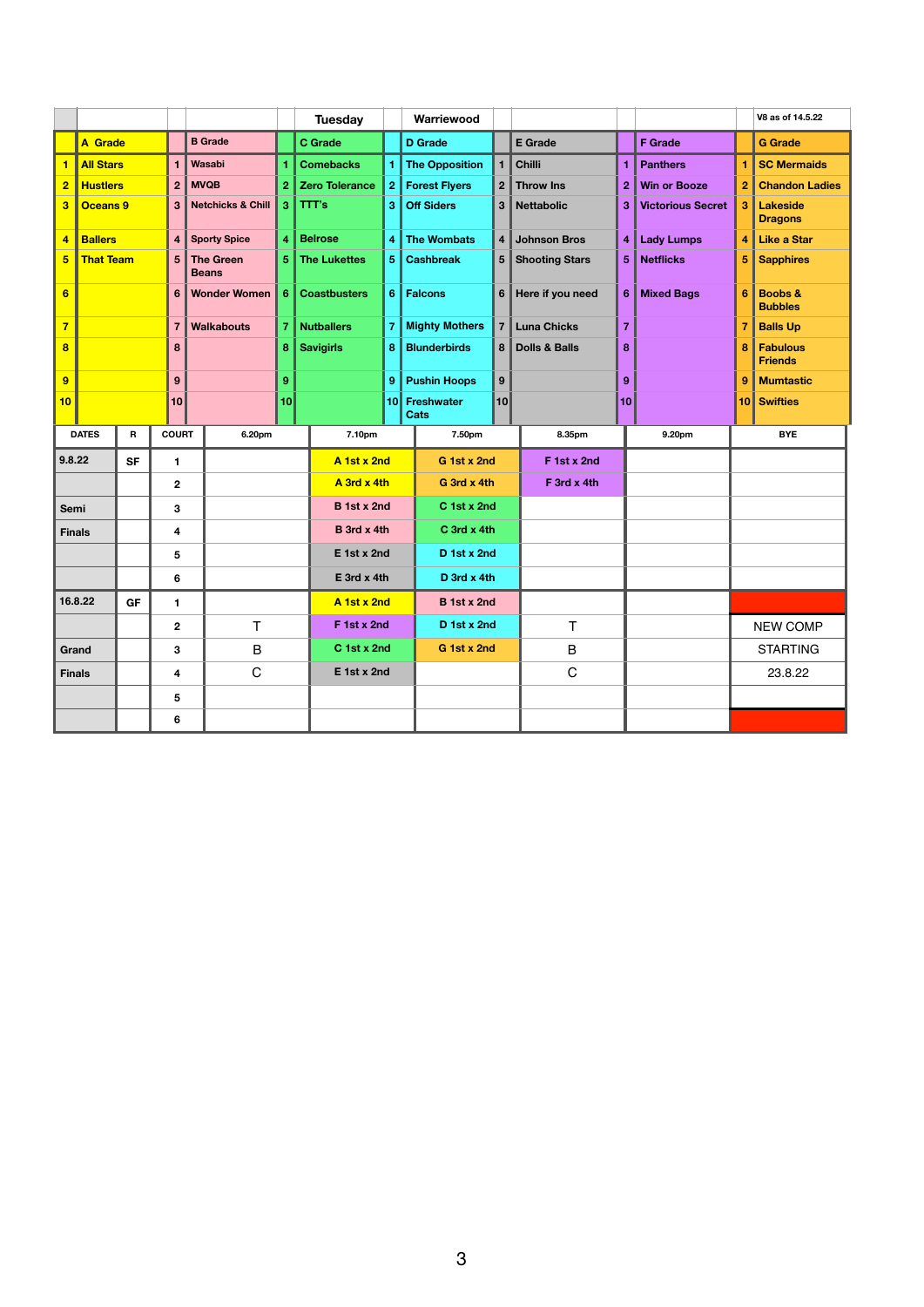| | | | | | Tuesday | | Warriewood | | | | | | V8 as of 14.5.22 |
|---|---|---|---|---|---|---|---|---|---|---|---|---|---|
| | A Grade | | B Grade | | C Grade | | D Grade | | E Grade | | F Grade | | G Grade |
| 1 | All Stars | 1 | Wasabi | 1 | Comebacks | 1 | The Opposition | 1 | Chilli | 1 | Panthers | 1 | SC Mermaids |
| 2 | Hustlers | 2 | MVQB | 2 | Zero Tolerance | 2 | Forest Flyers | 2 | Throw Ins | 2 | Win or Booze | 2 | Chandon Ladies |
| 3 | Oceans 9 | 3 | Netchicks & Chill | 3 | TTT's | 3 | Off Siders | 3 | Nettabolic | 3 | Victorious Secret | 3 | Lakeside Dragons |
| 4 | Ballers | 4 | Sporty Spice | 4 | Belrose | 4 | The Wombats | 4 | Johnson Bros | 4 | Lady Lumps | 4 | Like a Star |
| 5 | That Team | 5 | The Green Beans | 5 | The Lukettes | 5 | Cashbreak | 5 | Shooting Stars | 5 | Netflicks | 5 | Sapphires |
| 6 | | 6 | Wonder Women | 6 | Coastbusters | 6 | Falcons | 6 | Here if you need | 6 | Mixed Bags | 6 | Boobs & Bubbles |
| 7 | | 7 | Walkabouts | 7 | Nutballers | 7 | Mighty Mothers | 7 | Luna Chicks | 7 | | 7 | Balls Up |
| 8 | | 8 | | 8 | Savigirls | 8 | Blunderbirds | 8 | Dolls & Balls | 8 | | 8 | Fabulous Friends |
| 9 | | 9 | | 9 | | 9 | Pushin Hoops | 9 | | 9 | | 9 | Mumtastic |
| 10 | | 10 | | 10 | | 10 | Freshwater Cats | 10 | | 10 | | 10 | Swifties |

| DATES | R | COURT | 6.20pm | 7.10pm | 7.50pm | 8.35pm | 9.20pm | BYE |
|---|---|---|---|---|---|---|---|---|
| 9.8.22 | SF | 1 | | A 1st x 2nd | G 1st x 2nd | F 1st x 2nd | | |
| | | 2 | | A 3rd x 4th | G 3rd x 4th | F 3rd x 4th | | |
| Semi | | 3 | | B 1st x 2nd | C 1st x 2nd | | | |
| Finals | | 4 | | B 3rd x 4th | C 3rd x 4th | | | |
| | | 5 | | E 1st x 2nd | D 1st x 2nd | | | |
| | | 6 | | E 3rd x 4th | D 3rd x 4th | | | |
| 16.8.22 | GF | 1 | | A 1st x 2nd | B 1st x 2nd | | | |
| | | 2 | T | F 1st x 2nd | D 1st x 2nd | T | | NEW COMP |
| Grand | | 3 | B | C 1st x 2nd | G 1st x 2nd | B | | STARTING |
| Finals | | 4 | C | E 1st x 2nd | | C | | 23.8.22 |
| | | 5 | | | | | | |
| | | 6 | | | | | | |